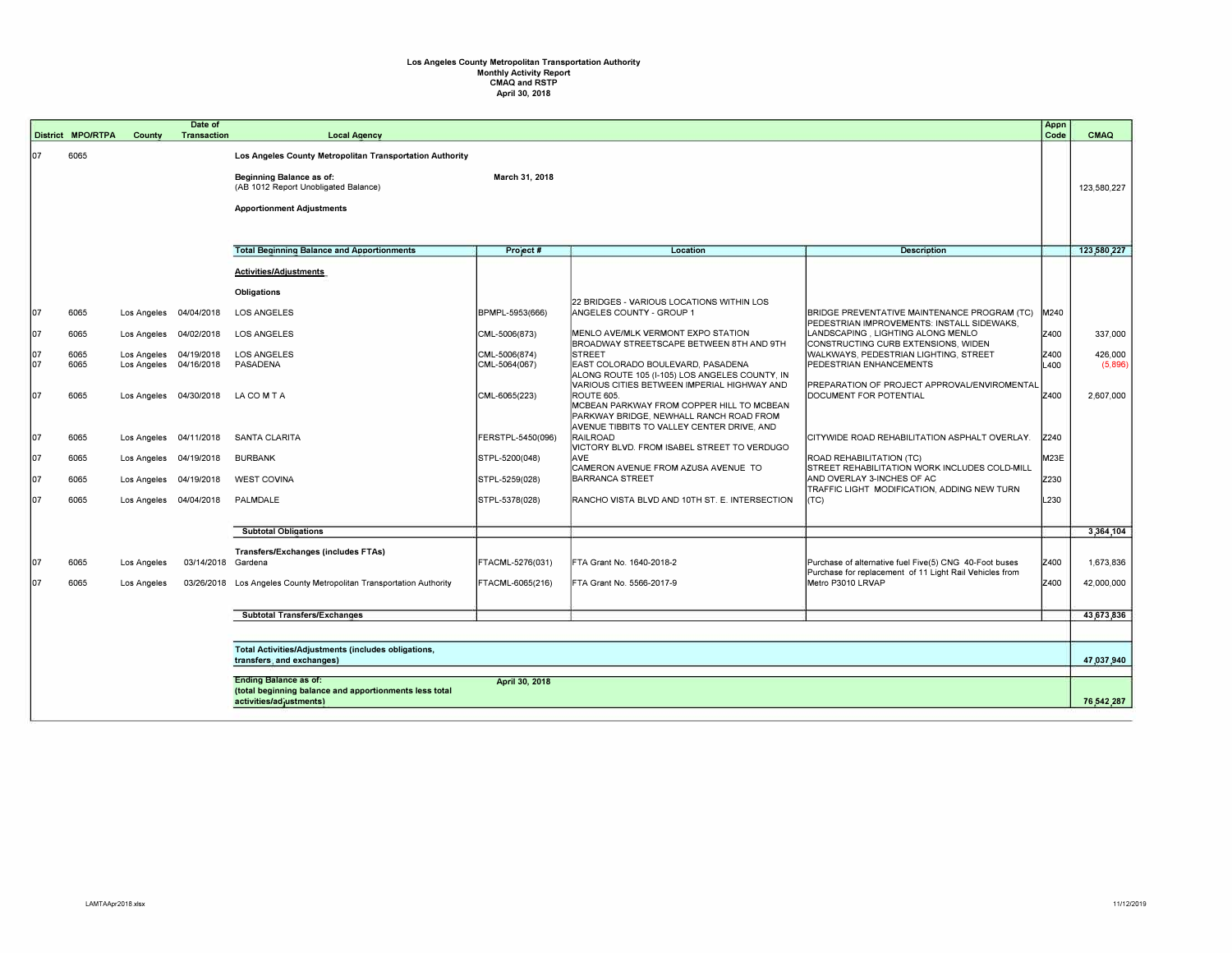**Los Angeles County Metropolitan Transportation Authority**
**Monthly Activity Report**
**CMAQ and RSTP**
**April 30, 2018**

| District | MPO/RTPA | County | Date of Transaction | Local Agency | Project # | Location | Description | Appn Code | CMAQ |
|---|---|---|---|---|---|---|---|---|---|
| 07 | 6065 | | | **Los Angeles County Metropolitan Transportation Authority** | | | | | |
| | | | | **Beginning Balance as of:** (AB 1012 Report Unobligated Balance) | March 31, 2018 | | | | 123,580,227 |
| | | | | **Apportionment Adjustments** | | | | | |
| | | | | **Total Beginning Balance and Apportionments** | **Project #** | **Location** | **Description** | | **123,580,227** |
| | | | | **Activities/Adjustments** | | | | | |
| | | | | **Obligations** | | | | | |
| 07 | 6065 | Los Angeles | 04/04/2018 | LOS ANGELES | BPMPL-5953(666) | 22 BRIDGES - VARIOUS LOCATIONS WITHIN LOS ANGELES COUNTY - GROUP 1 | BRIDGE PREVENTATIVE MAINTENANCE PROGRAM (TC) | M240 | |
| 07 | 6065 | Los Angeles | 04/02/2018 | LOS ANGELES | CML-5006(873) | MENLO AVE/MLK VERMONT EXPO STATION | PEDESTRIAN IMPROVEMENTS: INSTALL SIDEWAKS, LANDSCAPING , LIGHTING ALONG MENLO | Z400 | 337,000 |
| 07 | 6065 | Los Angeles | 04/19/2018 | LOS ANGELES | CML-5006(874) | BROADWAY STREETSCAPE BETWEEN 8TH AND 9TH STREET | CONSTRUCTING CURB EXTENSIONS, WIDEN WALKWAYS, PEDESTRIAN LIGHTING, STREET | Z400 | 426,000 |
| 07 | 6065 | Los Angeles | 04/16/2018 | PASADENA | CML-5064(067) | EAST COLORADO BOULEVARD, PASADENA | PEDESTRIAN ENHANCEMENTS | L400 | (5,896) |
| 07 | 6065 | Los Angeles | 04/30/2018 | LA CO M T A | CML-6065(223) | ALONG ROUTE 105 (I-105) LOS ANGELES COUNTY, IN VARIOUS CITIES BETWEEN IMPERIAL HIGHWAY AND ROUTE 605. | PREPARATION OF PROJECT APPROVAL/ENVIROMENTAL DOCUMENT FOR POTENTIAL | Z400 | 2,607,000 |
| 07 | 6065 | Los Angeles | 04/11/2018 | SANTA CLARITA | FERSTPL-5450(096) | MCBEAN PARKWAY FROM COPPER HILL TO MCBEAN PARKWAY BRIDGE, NEWHALL RANCH ROAD FROM AVENUE TIBBITS TO VALLEY CENTER DRIVE, AND RAILROAD | CITYWIDE ROAD REHABILITATION ASPHALT OVERLAY. | Z240 | |
| 07 | 6065 | Los Angeles | 04/19/2018 | BURBANK | STPL-5200(048) | VICTORY BLVD. FROM ISABEL STREET TO VERDUGO AVE | ROAD REHABILITATION (TC) | M23E | |
| 07 | 6065 | Los Angeles | 04/19/2018 | WEST COVINA | STPL-5259(028) | CAMERON AVENUE FROM AZUSA AVENUE TO BARRANCA STREET | STREET REHABILITATION WORK INCLUDES COLD-MILL AND OVERLAY 3-INCHES OF AC | Z230 | |
| 07 | 6065 | Los Angeles | 04/04/2018 | PALMDALE | STPL-5378(028) | RANCHO VISTA BLVD AND 10TH ST. E. INTERSECTION | TRAFFIC LIGHT MODIFICATION, ADDING NEW TURN (TC) | L230 | |
| | | | | **Subtotal Obligations** | | | | | **3,364,104** |
| | | | | **Transfers/Exchanges (includes FTAs)** | | | | | |
| 07 | 6065 | Los Angeles | 03/14/2018 | Gardena | FTACML-5276(031) | FTA Grant No. 1640-2018-2 | Purchase of alternative fuel Five(5) CNG 40-Foot buses | Z400 | 1,673,836 |
| 07 | 6065 | Los Angeles | 03/26/2018 | Los Angeles County Metropolitan Transportation Authority | FTACML-6065(216) | FTA Grant No. 5566-2017-9 | Purchase for replacement of 11 Light Rail Vehicles from Metro P3010 LRVAP | Z400 | 42,000,000 |
| | | | | **Subtotal Transfers/Exchanges** | | | | | **43,673,836** |
| | | | | **Total Activities/Adjustments (includes obligations, transfers, and exchanges)** | | | | | **47,037,940** |
| | | | | **Ending Balance as of:** (total beginning balance and apportionments less total activities/adjustments) | **April 30, 2018** | | | | **76,542,287** |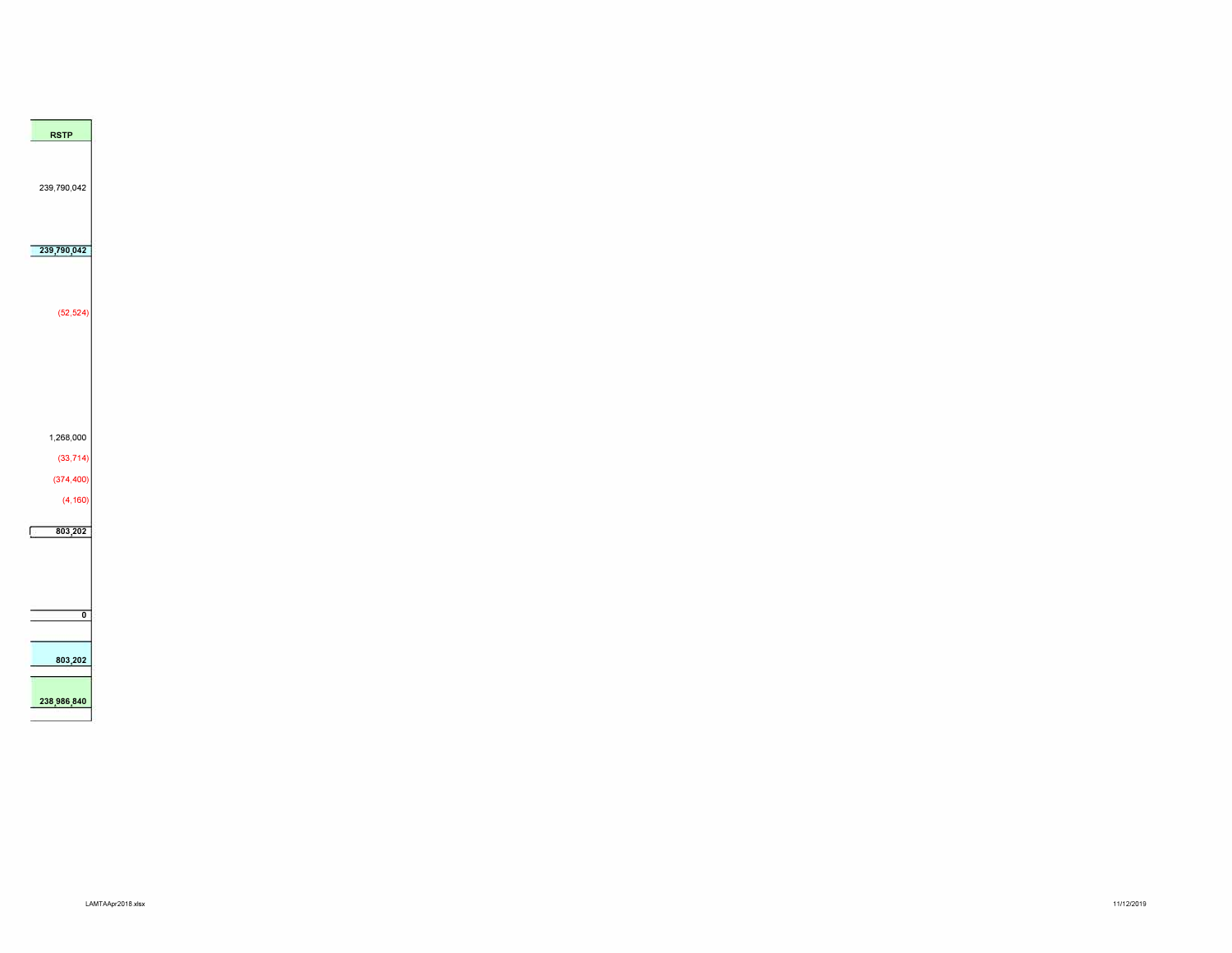| RSTP |
|---|
| 239,790,042 |
| **239,790,042** |
| (52,524) |
| 1,268,000 |
| (33,714) |
| (374,400) |
| (4,160) |
| **803,202** |
| **0** |
| **803,202** |
| **238,986,840** |

LAMTAApr2018.xlsx

11/12/2019